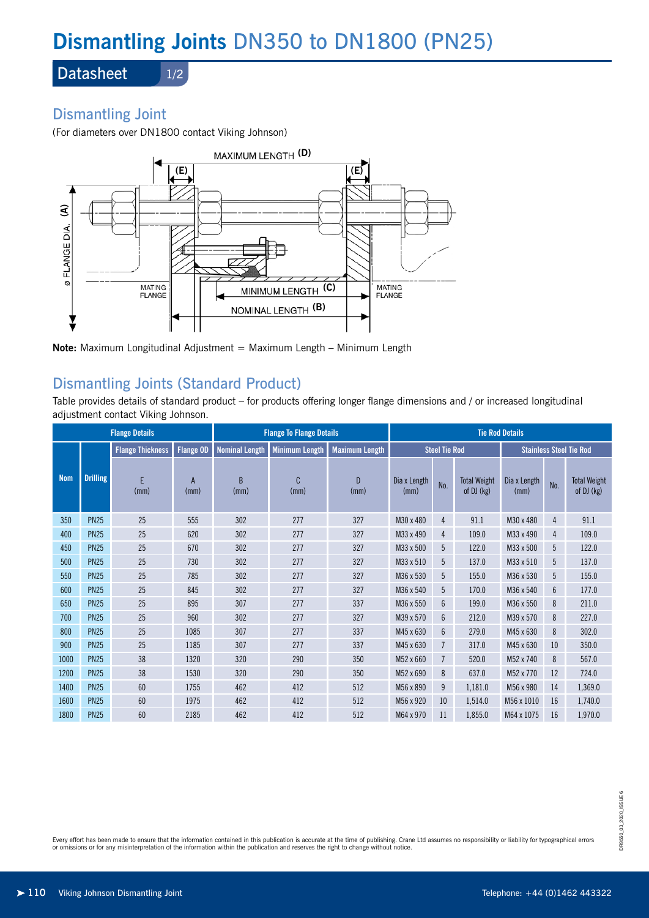# Dismantling Joints DN350 to DN1800 (PN25)

## Datasheet 1/2

## Dismantling Joint

(For diameters over DN1800 contact Viking Johnson)

**Note:** Maximum Longitudinal Adjustment = Maximum Length – Minimum Length

## Dismantling Joints (Standard Product)

Table provides details of standard product – for products offering longer flange dimensions and / or increased longitudinal adjustment contact Viking Johnson.

| Flange Details | | | | Flange To Flange Details | | | Tie Rod Details | | | | | |
|---|---|---|---|---|---|---|---|---|---|---|---|---|
| | | Flange Thickness | Flange OD | Nominal Length | Minimum Length | Maximum Length | Steel Tie Rod | | | Stainless Steel Tie Rod | | |
| Nom | Drilling | E (mm) | A (mm) | B (mm) | C (mm) | D (mm) | Dia x Length (mm) | No. | Total Weight of DJ (kg) | Dia x Length (mm) | No. | Total Weight of DJ (kg) |
| 350 | PN25 | 25 | 555 | 302 | 277 | 327 | M30 x 480 | 4 | 91.1 | M30 x 480 | 4 | 91.1 |
| 400 | PN25 | 25 | 620 | 302 | 277 | 327 | M33 x 490 | 4 | 109.0 | M33 x 490 | 4 | 109.0 |
| 450 | PN25 | 25 | 670 | 302 | 277 | 327 | M33 x 500 | 5 | 122.0 | M33 x 500 | 5 | 122.0 |
| 500 | PN25 | 25 | 730 | 302 | 277 | 327 | M33 x 510 | 5 | 137.0 | M33 x 510 | 5 | 137.0 |
| 550 | PN25 | 25 | 785 | 302 | 277 | 327 | M36 x 530 | 5 | 155.0 | M36 x 530 | 5 | 155.0 |
| 600 | PN25 | 25 | 845 | 302 | 277 | 327 | M36 x 540 | 5 | 170.0 | M36 x 540 | 6 | 177.0 |
| 650 | PN25 | 25 | 895 | 307 | 277 | 337 | M36 x 550 | 6 | 199.0 | M36 x 550 | 8 | 211.0 |
| 700 | PN25 | 25 | 960 | 302 | 277 | 327 | M39 x 570 | 6 | 212.0 | M39 x 570 | 8 | 227.0 |
| 800 | PN25 | 25 | 1085 | 307 | 277 | 337 | M45 x 630 | 6 | 279.0 | M45 x 630 | 8 | 302.0 |
| 900 | PN25 | 25 | 1185 | 307 | 277 | 337 | M45 x 630 | 7 | 317.0 | M45 x 630 | 10 | 350.0 |
| 1000 | PN25 | 38 | 1320 | 320 | 290 | 350 | M52 x 660 | 7 | 520.0 | M52 x 740 | 8 | 567.0 |
| 1200 | PN25 | 38 | 1530 | 320 | 290 | 350 | M52 x 690 | 8 | 637.0 | M52 x 770 | 12 | 724.0 |
| 1400 | PN25 | 60 | 1755 | 462 | 412 | 512 | M56 x 890 | 9 | 1,181.0 | M56 x 980 | 14 | 1,369.0 |
| 1600 | PN25 | 60 | 1975 | 462 | 412 | 512 | M56 x 920 | 10 | 1,514.0 | M56 x 1010 | 16 | 1,740.0 |
| 1800 | PN25 | 60 | 2185 | 462 | 412 | 512 | M64 x 970 | 11 | 1,855.0 | M64 x 1075 | 16 | 1,970.0 |

Every effort has been made to ensure that the information contained in this publication is accurate at the time of publishing. Crane Ltd assumes no responsibility or liability for typographical errors or omissions or for any misinterpretation of the information within the publication and reserves the right to change without notice.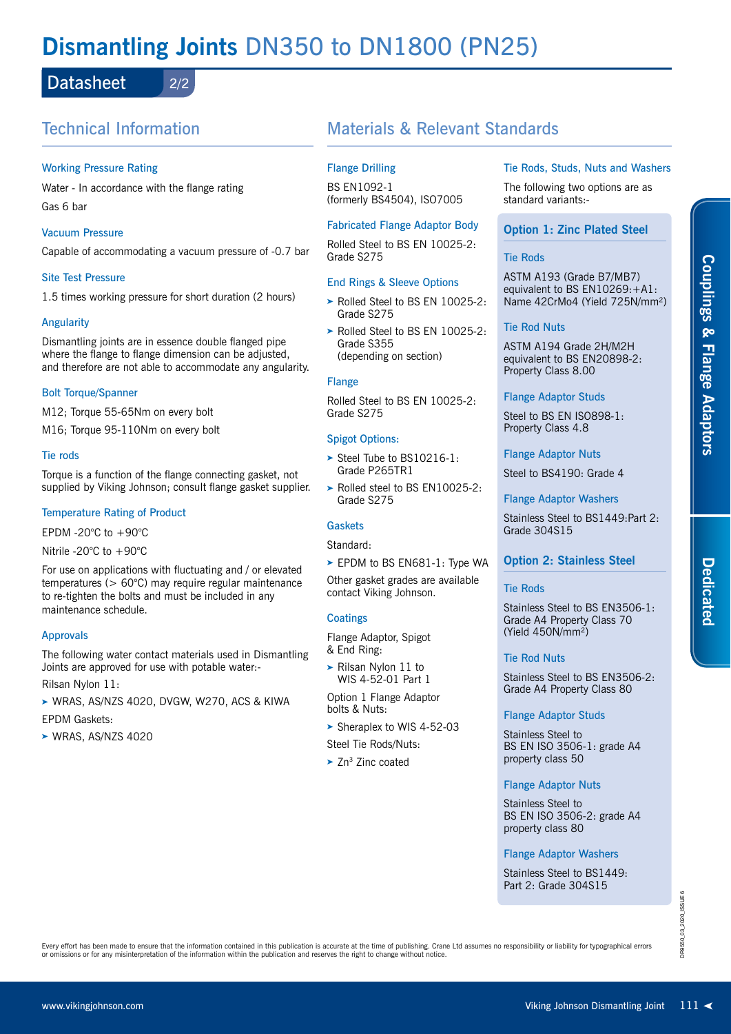# Dismantling Joints DN350 to DN1800 (PN25)

## Datasheet 2/2

## Technical Information

### Working Pressure Rating

Water - In accordance with the flange rating

Gas 6 bar

### Vacuum Pressure

Capable of accommodating a vacuum pressure of -0.7 bar

### Site Test Pressure

1.5 times working pressure for short duration (2 hours)

### Angularity

Dismantling joints are in essence double flanged pipe where the flange to flange dimension can be adjusted, and therefore are not able to accommodate any angularity.

### Bolt Torque/Spanner

M12; Torque 55-65Nm on every bolt

M16; Torque 95-110Nm on every bolt

### Tie rods

Torque is a function of the flange connecting gasket, not supplied by Viking Johnson; consult flange gasket supplier.

### Temperature Rating of Product

EPDM -20°C to +90°C

Nitrile -20°C to +90°C

For use on applications with fluctuating and / or elevated temperatures (> 60°C) may require regular maintenance to re-tighten the bolts and must be included in any maintenance schedule.

### Approvals

The following water contact materials used in Dismantling Joints are approved for use with potable water:-

Rilsan Nylon 11:

- WRAS, AS/NZS 4020, DVGW, W270, ACS & KIWA

EPDM Gaskets:

- WRAS, AS/NZS 4020

## Materials & Relevant Standards

### Flange Drilling

BS EN1092-1
(formerly BS4504), ISO7005

### Fabricated Flange Adaptor Body

Rolled Steel to BS EN 10025-2: Grade S275

### End Rings & Sleeve Options

- Rolled Steel to BS EN 10025-2: Grade S275
- Rolled Steel to BS EN 10025-2: Grade S355 (depending on section)

### Flange

Rolled Steel to BS EN 10025-2: Grade S275

### Spigot Options:

- Steel Tube to BS10216-1: Grade P265TR1
- Rolled steel to BS EN10025-2: Grade S275

### Gaskets

Standard:

- EPDM to BS EN681-1: Type WA

Other gasket grades are available contact Viking Johnson.

### Coatings

Flange Adaptor, Spigot & End Ring:

- Rilsan Nylon 11 to WIS 4-52-01 Part 1

Option 1 Flange Adaptor bolts & Nuts:

- Sheraplex to WIS 4-52-03

Steel Tie Rods/Nuts:

- $Zn^3$ Zinc coated

### Tie Rods, Studs, Nuts and Washers

The following two options are as standard variants:-

#### Option 1: Zinc Plated Steel

**Tie Rods**

ASTM A193 (Grade B7/MB7) equivalent to BS EN10269:+A1: Name 42CrMo4 (Yield 725N/mm²)

**Tie Rod Nuts**

ASTM A194 Grade 2H/M2H equivalent to BS EN20898-2: Property Class 8.00

**Flange Adaptor Studs**

Steel to BS EN ISO898-1: Property Class 4.8

**Flange Adaptor Nuts**

Steel to BS4190: Grade 4

**Flange Adaptor Washers**

Stainless Steel to BS1449:Part 2: Grade 304S15

#### Option 2: Stainless Steel

**Tie Rods**

Stainless Steel to BS EN3506-1: Grade A4 Property Class 70 (Yield 450N/mm²)

**Tie Rod Nuts**

Stainless Steel to BS EN3506-2: Grade A4 Property Class 80

**Flange Adaptor Studs**

Stainless Steel to BS EN ISO 3506-1: grade A4 property class 50

**Flange Adaptor Nuts**

Stainless Steel to BS EN ISO 3506-2: grade A4 property class 80

**Flange Adaptor Washers**

Stainless Steel to BS1449: Part 2: Grade 304S15

Every effort has been made to ensure that the information contained in this publication is accurate at the time of publishing. Crane Ltd assumes no responsibility or liability for typographical errors or omissions or for any misinterpretation of the information within the publication and reserves the right to change without notice.